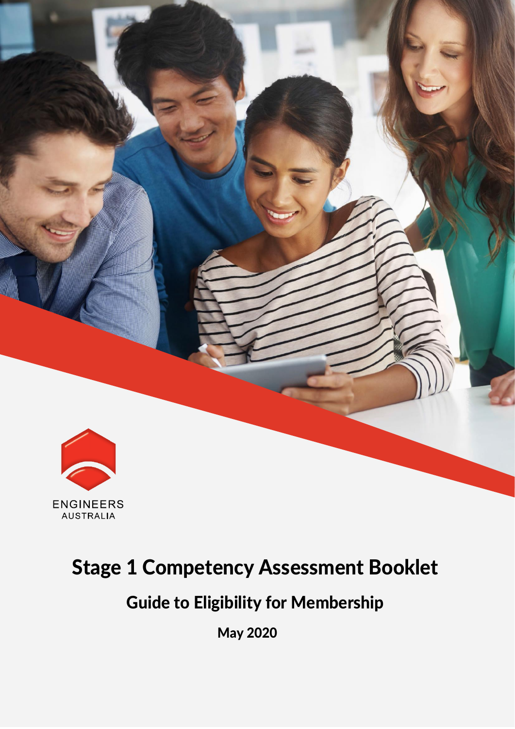ENGINEERS AUSTRALIA

# Stage 1 Competency Assessment Booklet

## Guide to Eligibility for Membership

**May 2020**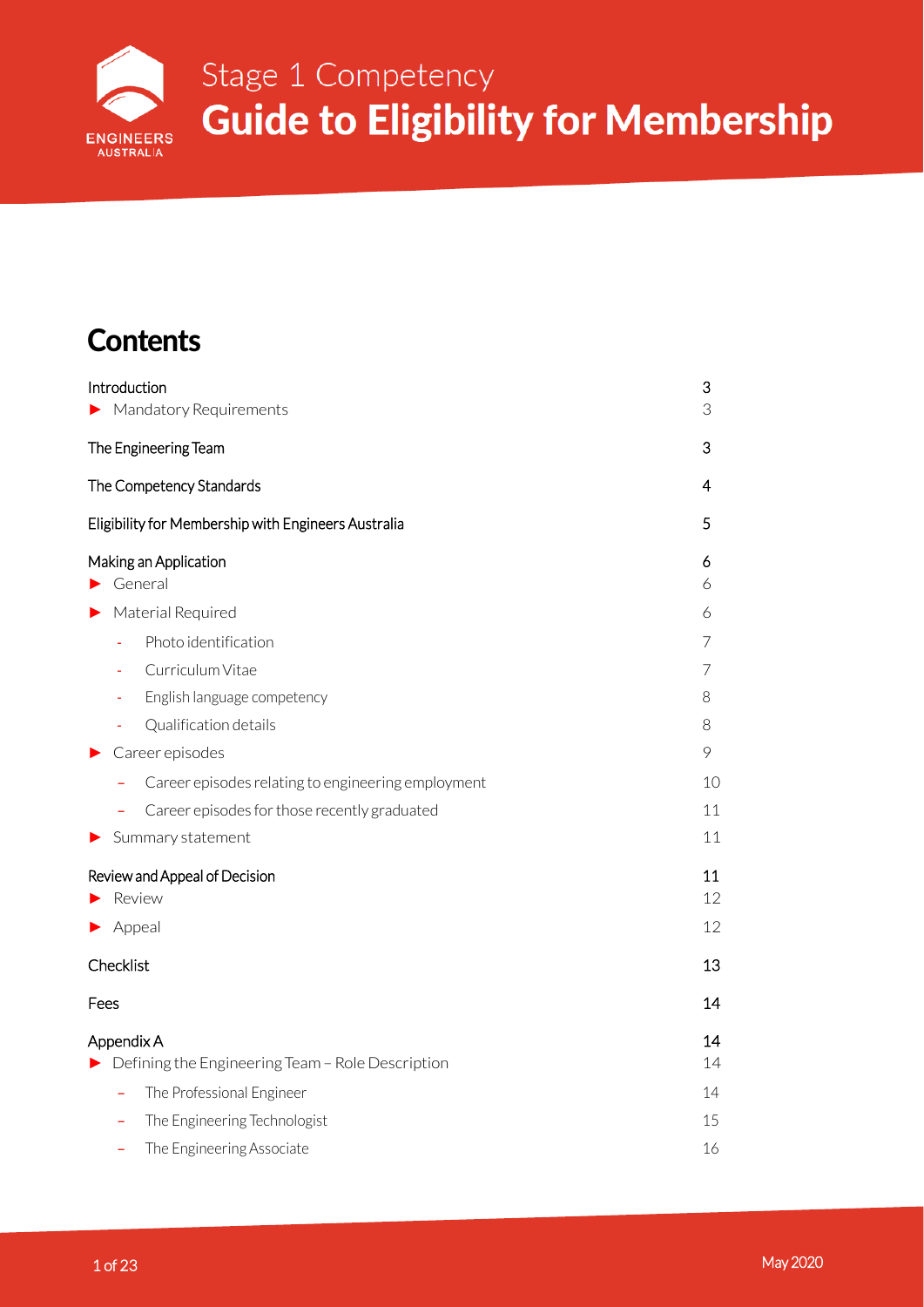# Stage 1 Competency

# Guide to Eligibility for Membership

## Contents

| | |
|---|---|
| Introduction | 3 |
| ► Mandatory Requirements | 3 |
| The Engineering Team | 3 |
| The Competency Standards | 4 |
| Eligibility for Membership with Engineers Australia | 5 |
| Making an Application | 6 |
| ► General | 6 |
| ► Material Required | 6 |
| - Photo identification | 7 |
| - Curriculum Vitae | 7 |
| - English language competency | 8 |
| - Qualification details | 8 |
| ► Career episodes | 9 |
| – Career episodes relating to engineering employment | 10 |
| – Career episodes for those recently graduated | 11 |
| ► Summary statement | 11 |
| Review and Appeal of Decision | 11 |
| ► Review | 12 |
| ► Appeal | 12 |
| Checklist | 13 |
| Fees | 14 |
| Appendix A | 14 |
| ► Defining the Engineering Team – Role Description | 14 |
| – The Professional Engineer | 14 |
| – The Engineering Technologist | 15 |
| – The Engineering Associate | 16 |

May 2020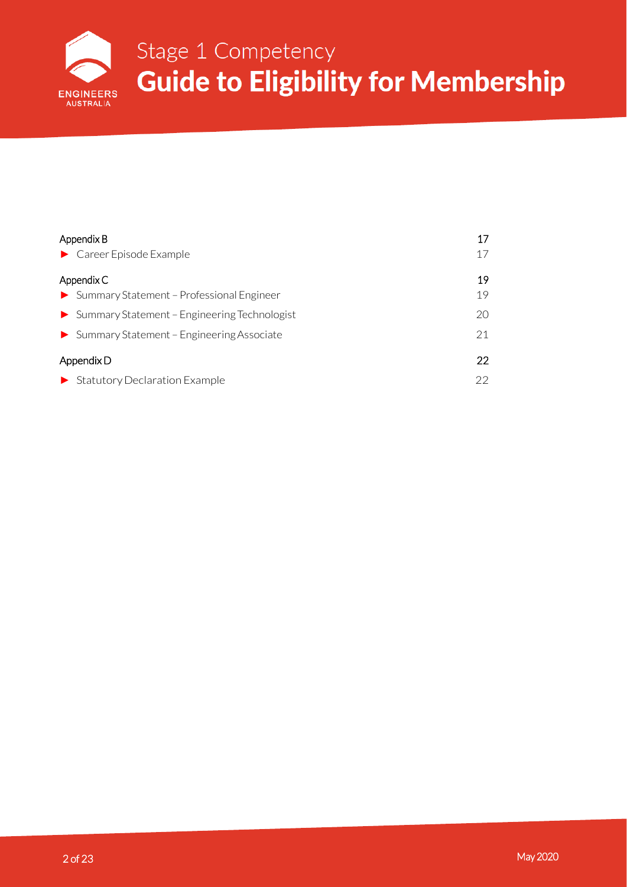| | |
|---|---|
| Appendix B | 17 |
| ► Career Episode Example | 17 |
| Appendix C | 19 |
| ► Summary Statement – Professional Engineer | 19 |
| ► Summary Statement – Engineering Technologist | 20 |
| ► Summary Statement – Engineering Associate | 21 |
| Appendix D | 22 |
| ► Statutory Declaration Example | 22 |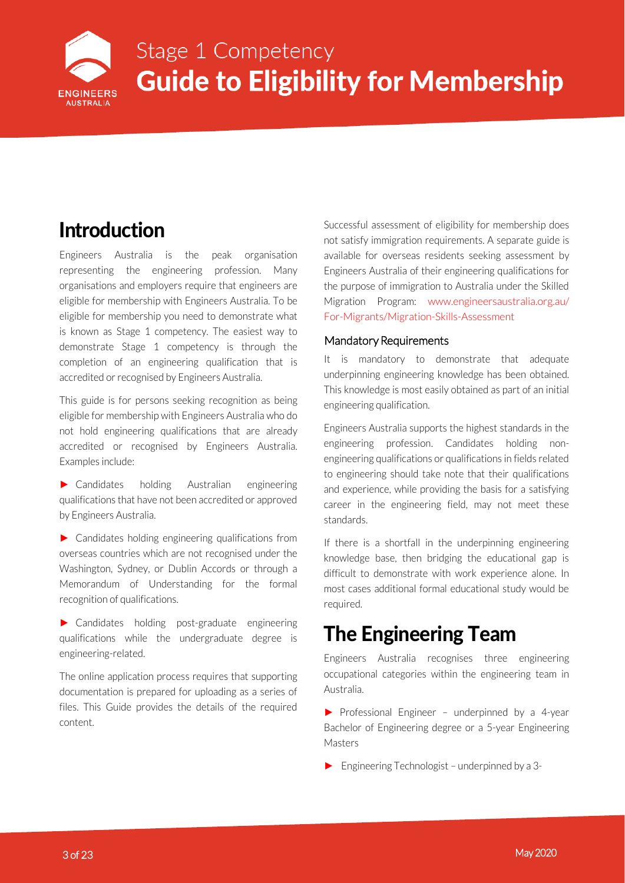# Introduction

Engineers Australia is the peak organisation representing the engineering profession. Many organisations and employers require that engineers are eligible for membership with Engineers Australia. To be eligible for membership you need to demonstrate what is known as Stage 1 competency. The easiest way to demonstrate Stage 1 competency is through the completion of an engineering qualification that is accredited or recognised by Engineers Australia.

This guide is for persons seeking recognition as being eligible for membership with Engineers Australia who do not hold engineering qualifications that are already accredited or recognised by Engineers Australia. Examples include:

► Candidates holding Australian engineering qualifications that have not been accredited or approved by Engineers Australia.

► Candidates holding engineering qualifications from overseas countries which are not recognised under the Washington, Sydney, or Dublin Accords or through a Memorandum of Understanding for the formal recognition of qualifications.

► Candidates holding post-graduate engineering qualifications while the undergraduate degree is engineering-related.

The online application process requires that supporting documentation is prepared for uploading as a series of files. This Guide provides the details of the required content.

Successful assessment of eligibility for membership does not satisfy immigration requirements. A separate guide is available for overseas residents seeking assessment by Engineers Australia of their engineering qualifications for the purpose of immigration to Australia under the Skilled Migration Program: www.engineersaustralia.org.au/For-Migrants/Migration-Skills-Assessment

### Mandatory Requirements

It is mandatory to demonstrate that adequate underpinning engineering knowledge has been obtained. This knowledge is most easily obtained as part of an initial engineering qualification.

Engineers Australia supports the highest standards in the engineering profession. Candidates holding non-engineering qualifications or qualifications in fields related to engineering should take note that their qualifications and experience, while providing the basis for a satisfying career in the engineering field, may not meet these standards.

If there is a shortfall in the underpinning engineering knowledge base, then bridging the educational gap is difficult to demonstrate with work experience alone. In most cases additional formal educational study would be required.

# The Engineering Team

Engineers Australia recognises three engineering occupational categories within the engineering team in Australia.

► Professional Engineer – underpinned by a 4-year Bachelor of Engineering degree or a 5-year Engineering Masters

► Engineering Technologist – underpinned by a 3-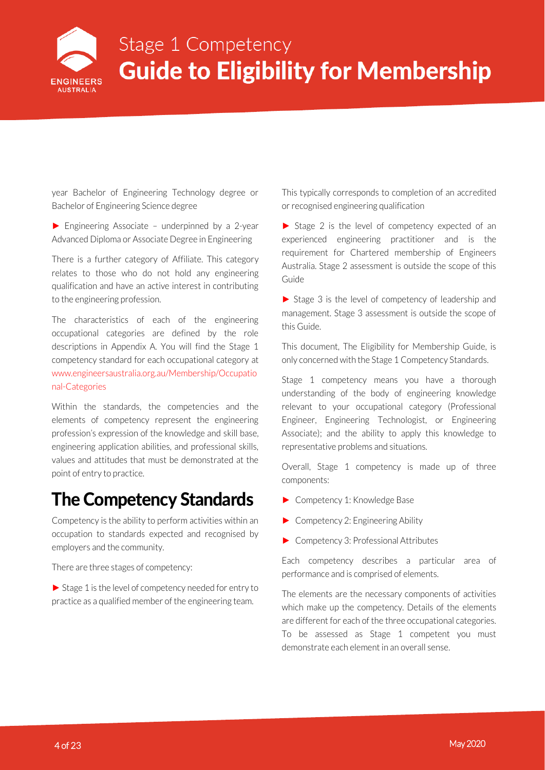year Bachelor of Engineering Technology degree or Bachelor of Engineering Science degree

► Engineering Associate – underpinned by a 2-year Advanced Diploma or Associate Degree in Engineering

There is a further category of Affiliate. This category relates to those who do not hold any engineering qualification and have an active interest in contributing to the engineering profession.

The characteristics of each of the engineering occupational categories are defined by the role descriptions in Appendix A. You will find the Stage 1 competency standard for each occupational category at www.engineersaustralia.org.au/Membership/Occupational-Categories

Within the standards, the competencies and the elements of competency represent the engineering profession's expression of the knowledge and skill base, engineering application abilities, and professional skills, values and attitudes that must be demonstrated at the point of entry to practice.

# The Competency Standards

Competency is the ability to perform activities within an occupation to standards expected and recognised by employers and the community.

There are three stages of competency:

► Stage 1 is the level of competency needed for entry to practice as a qualified member of the engineering team. This typically corresponds to completion of an accredited or recognised engineering qualification

► Stage 2 is the level of competency expected of an experienced engineering practitioner and is the requirement for Chartered membership of Engineers Australia. Stage 2 assessment is outside the scope of this Guide

► Stage 3 is the level of competency of leadership and management. Stage 3 assessment is outside the scope of this Guide.

This document, The Eligibility for Membership Guide, is only concerned with the Stage 1 Competency Standards.

Stage 1 competency means you have a thorough understanding of the body of engineering knowledge relevant to your occupational category (Professional Engineer, Engineering Technologist, or Engineering Associate); and the ability to apply this knowledge to representative problems and situations.

Overall, Stage 1 competency is made up of three components:

► Competency 1: Knowledge Base

► Competency 2: Engineering Ability

► Competency 3: Professional Attributes

Each competency describes a particular area of performance and is comprised of elements.

The elements are the necessary components of activities which make up the competency. Details of the elements are different for each of the three occupational categories. To be assessed as Stage 1 competent you must demonstrate each element in an overall sense.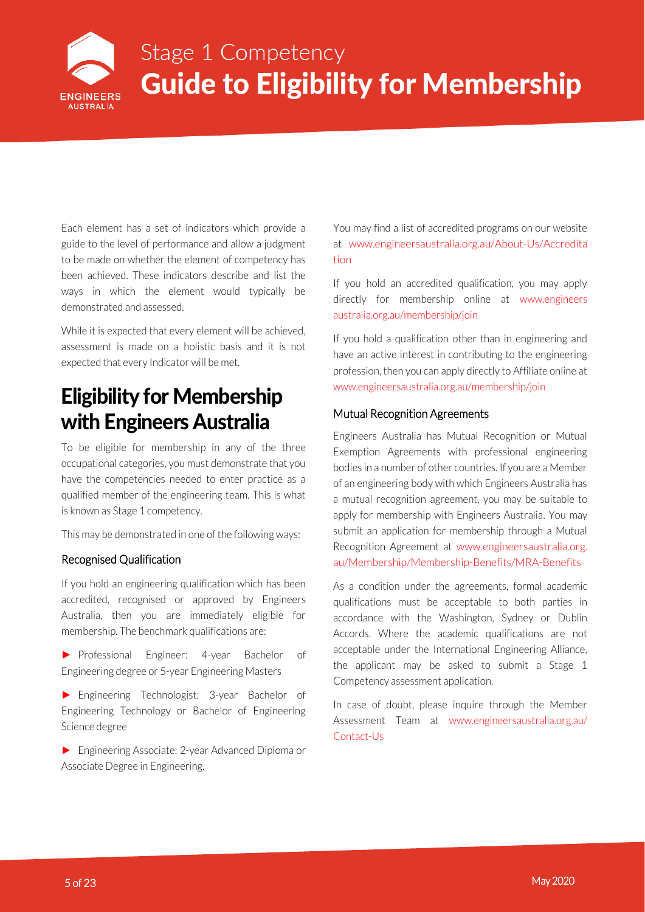Each element has a set of indicators which provide a guide to the level of performance and allow a judgment to be made on whether the element of competency has been achieved. These indicators describe and list the ways in which the element would typically be demonstrated and assessed.

While it is expected that every element will be achieved, assessment is made on a holistic basis and it is not expected that every Indicator will be met.

# Eligibility for Membership with Engineers Australia

To be eligible for membership in any of the three occupational categories, you must demonstrate that you have the competencies needed to enter practice as a qualified member of the engineering team. This is what is known as Stage 1 competency.

This may be demonstrated in one of the following ways:

### Recognised Qualification

If you hold an engineering qualification which has been accredited, recognised or approved by Engineers Australia, then you are immediately eligible for membership. The benchmark qualifications are:

- Professional Engineer: 4-year Bachelor of Engineering degree or 5-year Engineering Masters
- Engineering Technologist: 3-year Bachelor of Engineering Technology or Bachelor of Engineering Science degree
- Engineering Associate: 2-year Advanced Diploma or Associate Degree in Engineering.

You may find a list of accredited programs on our website at www.engineersaustralia.org.au/About-Us/Accreditation

If you hold an accredited qualification, you may apply directly for membership online at www.engineersaustralia.org.au/membership/join

If you hold a qualification other than in engineering and have an active interest in contributing to the engineering profession, then you can apply directly to Affiliate online at www.engineersaustralia.org.au/membership/join

### Mutual Recognition Agreements

Engineers Australia has Mutual Recognition or Mutual Exemption Agreements with professional engineering bodies in a number of other countries. If you are a Member of an engineering body with which Engineers Australia has a mutual recognition agreement, you may be suitable to apply for membership with Engineers Australia. You may submit an application for membership through a Mutual Recognition Agreement at www.engineersaustralia.org.au/Membership/Membership-Benefits/MRA-Benefits

As a condition under the agreements, formal academic qualifications must be acceptable to both parties in accordance with the Washington, Sydney or Dublin Accords. Where the academic qualifications are not acceptable under the International Engineering Alliance, the applicant may be asked to submit a Stage 1 Competency assessment application.

In case of doubt, please inquire through the Member Assessment Team at www.engineersaustralia.org.au/Contact-Us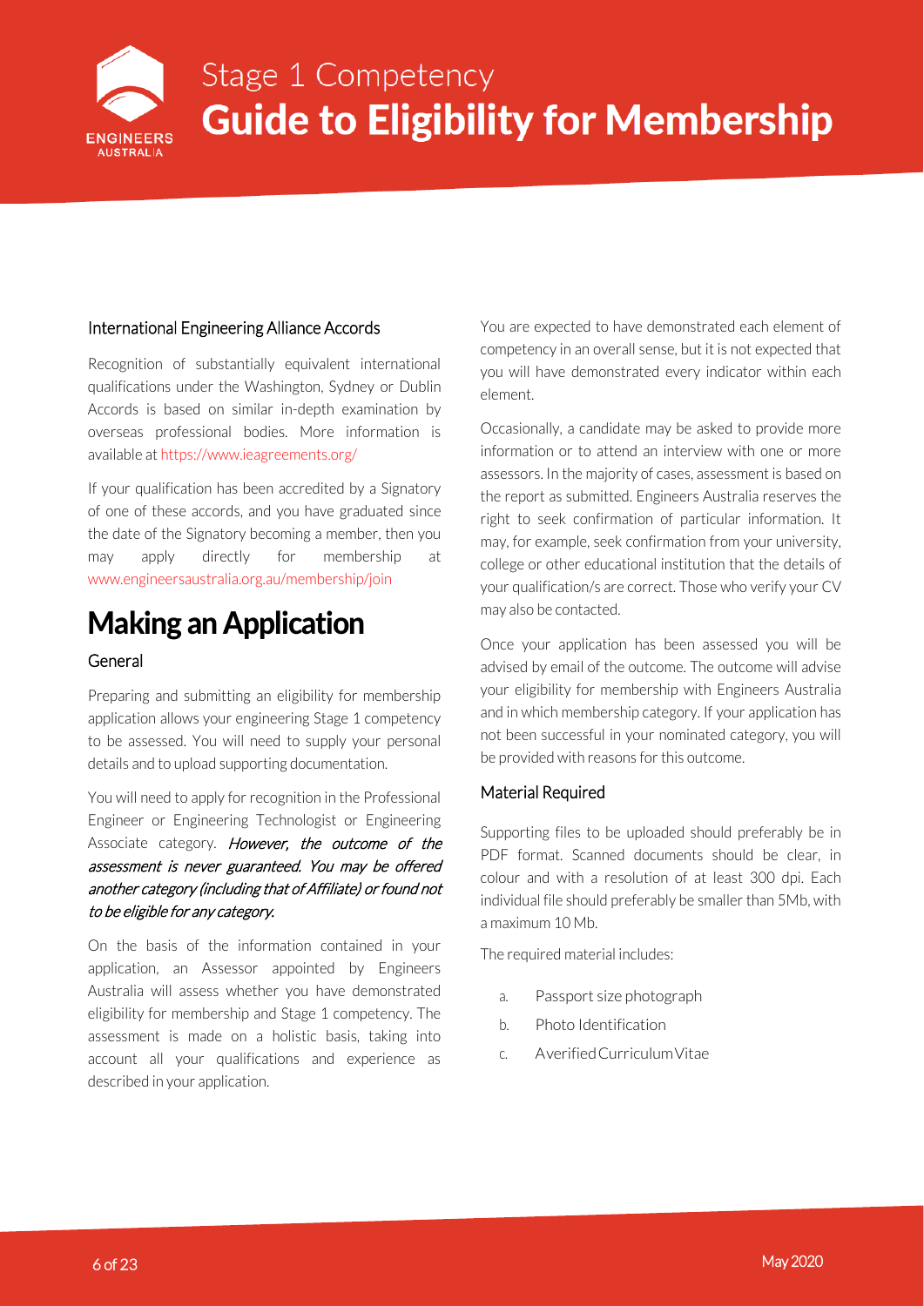### International Engineering Alliance Accords

Recognition of substantially equivalent international qualifications under the Washington, Sydney or Dublin Accords is based on similar in-depth examination by overseas professional bodies. More information is available at https://www.ieagreements.org/

If your qualification has been accredited by a Signatory of one of these accords, and you have graduated since the date of the Signatory becoming a member, then you may apply directly for membership at www.engineersaustralia.org.au/membership/join

# Making an Application

### General

Preparing and submitting an eligibility for membership application allows your engineering Stage 1 competency to be assessed. You will need to supply your personal details and to upload supporting documentation.

You will need to apply for recognition in the Professional Engineer or Engineering Technologist or Engineering Associate category. *However, the outcome of the assessment is never guaranteed. You may be offered another category (including that of Affiliate) or found not to be eligible for any category.*

On the basis of the information contained in your application, an Assessor appointed by Engineers Australia will assess whether you have demonstrated eligibility for membership and Stage 1 competency. The assessment is made on a holistic basis, taking into account all your qualifications and experience as described in your application.

You are expected to have demonstrated each element of competency in an overall sense, but it is not expected that you will have demonstrated every indicator within each element.

Occasionally, a candidate may be asked to provide more information or to attend an interview with one or more assessors. In the majority of cases, assessment is based on the report as submitted. Engineers Australia reserves the right to seek confirmation of particular information. It may, for example, seek confirmation from your university, college or other educational institution that the details of your qualification/s are correct. Those who verify your CV may also be contacted.

Once your application has been assessed you will be advised by email of the outcome. The outcome will advise your eligibility for membership with Engineers Australia and in which membership category. If your application has not been successful in your nominated category, you will be provided with reasons for this outcome.

### Material Required

Supporting files to be uploaded should preferably be in PDF format. Scanned documents should be clear, in colour and with a resolution of at least 300 dpi. Each individual file should preferably be smaller than 5Mb, with a maximum 10 Mb.

The required material includes:

a. Passport size photograph
b. Photo Identification
c. A verified Curriculum Vitae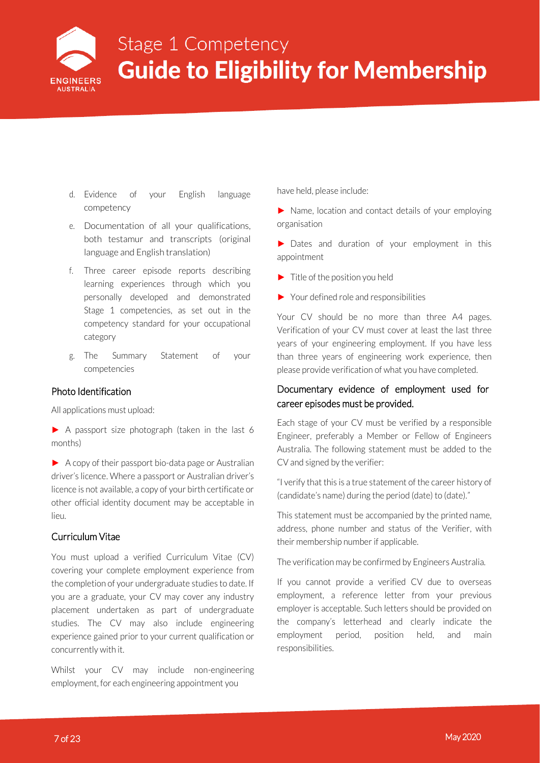d. Evidence of your English language competency

e. Documentation of all your qualifications, both testamur and transcripts (original language and English translation)

f. Three career episode reports describing learning experiences through which you personally developed and demonstrated Stage 1 competencies, as set out in the competency standard for your occupational category

g. The Summary Statement of your competencies

## Photo Identification

All applications must upload:

- A passport size photograph (taken in the last 6 months)
- A copy of their passport bio-data page or Australian driver's licence. Where a passport or Australian driver's licence is not available, a copy of your birth certificate or other official identity document may be acceptable in lieu.

## Curriculum Vitae

You must upload a verified Curriculum Vitae (CV) covering your complete employment experience from the completion of your undergraduate studies to date. If you are a graduate, your CV may cover any industry placement undertaken as part of undergraduate studies. The CV may also include engineering experience gained prior to your current qualification or concurrently with it.

Whilst your CV may include non-engineering employment, for each engineering appointment you have held, please include:

- Name, location and contact details of your employing organisation
- Dates and duration of your employment in this appointment
- Title of the position you held
- Your defined role and responsibilities

Your CV should be no more than three A4 pages. Verification of your CV must cover at least the last three years of your engineering employment. If you have less than three years of engineering work experience, then please provide verification of what you have completed.

## Documentary evidence of employment used for career episodes must be provided.

Each stage of your CV must be verified by a responsible Engineer, preferably a Member or Fellow of Engineers Australia. The following statement must be added to the CV and signed by the verifier:

"I verify that this is a true statement of the career history of (candidate's name) during the period (date) to (date)."

This statement must be accompanied by the printed name, address, phone number and status of the Verifier, with their membership number if applicable.

The verification may be confirmed by Engineers Australia.

If you cannot provide a verified CV due to overseas employment, a reference letter from your previous employer is acceptable. Such letters should be provided on the company's letterhead and clearly indicate the employment period, position held, and main responsibilities.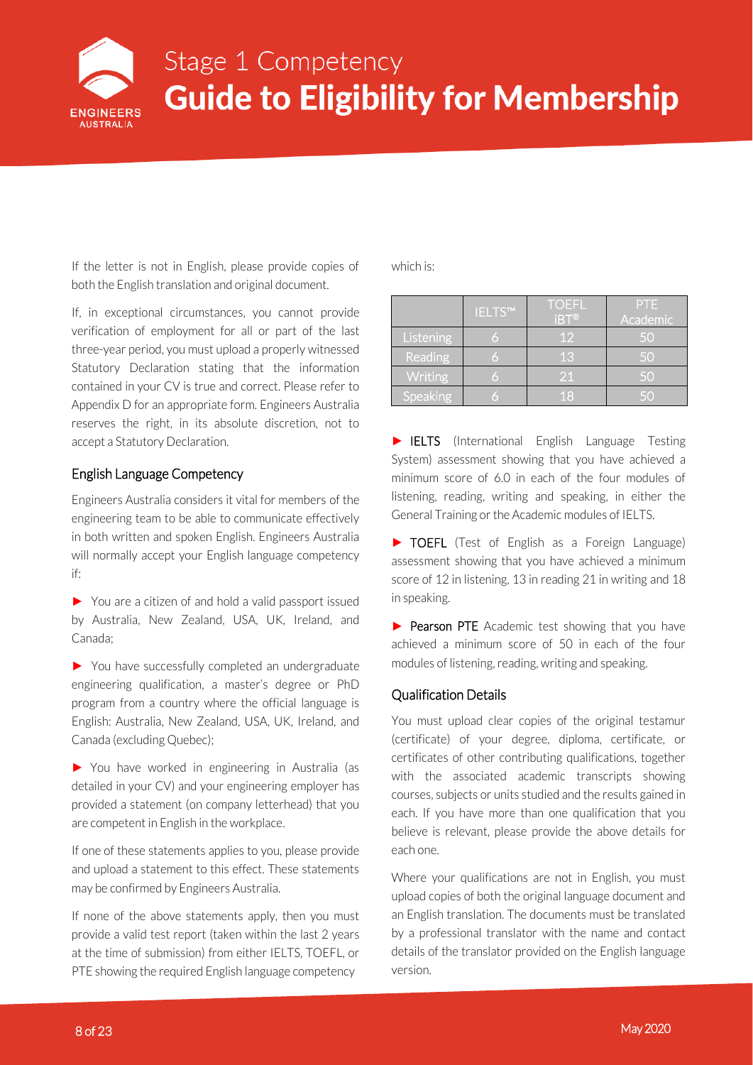If the letter is not in English, please provide copies of both the English translation and original document.

If, in exceptional circumstances, you cannot provide verification of employment for all or part of the last three-year period, you must upload a properly witnessed Statutory Declaration stating that the information contained in your CV is true and correct. Please refer to Appendix D for an appropriate form. Engineers Australia reserves the right, in its absolute discretion, not to accept a Statutory Declaration.

## English Language Competency

Engineers Australia considers it vital for members of the engineering team to be able to communicate effectively in both written and spoken English. Engineers Australia will normally accept your English language competency if:

► You are a citizen of and hold a valid passport issued by Australia, New Zealand, USA, UK, Ireland, and Canada;

► You have successfully completed an undergraduate engineering qualification, a master's degree or PhD program from a country where the official language is English: Australia, New Zealand, USA, UK, Ireland, and Canada (excluding Quebec);

► You have worked in engineering in Australia (as detailed in your CV) and your engineering employer has provided a statement (on company letterhead) that you are competent in English in the workplace.

If one of these statements applies to you, please provide and upload a statement to this effect. These statements may be confirmed by Engineers Australia.

If none of the above statements apply, then you must provide a valid test report (taken within the last 2 years at the time of submission) from either IELTS, TOEFL, or PTE showing the required English language competency which is:

| | IELTS™ | TOEFL iBT® | PTE Academic |
|---|---|---|---|
| Listening | 6 | 12 | 50 |
| Reading | 6 | 13 | 50 |
| Writing | 6 | 21 | 50 |
| Speaking | 6 | 18 | 50 |

► IELTS (International English Language Testing System) assessment showing that you have achieved a minimum score of 6.0 in each of the four modules of listening, reading, writing and speaking, in either the General Training or the Academic modules of IELTS.

► TOEFL (Test of English as a Foreign Language) assessment showing that you have achieved a minimum score of 12 in listening, 13 in reading 21 in writing and 18 in speaking.

► Pearson PTE Academic test showing that you have achieved a minimum score of 50 in each of the four modules of listening, reading, writing and speaking.

## Qualification Details

You must upload clear copies of the original testamur (certificate) of your degree, diploma, certificate, or certificates of other contributing qualifications, together with the associated academic transcripts showing courses, subjects or units studied and the results gained in each. If you have more than one qualification that you believe is relevant, please provide the above details for each one.

Where your qualifications are not in English, you must upload copies of both the original language document and an English translation. The documents must be translated by a professional translator with the name and contact details of the translator provided on the English language version.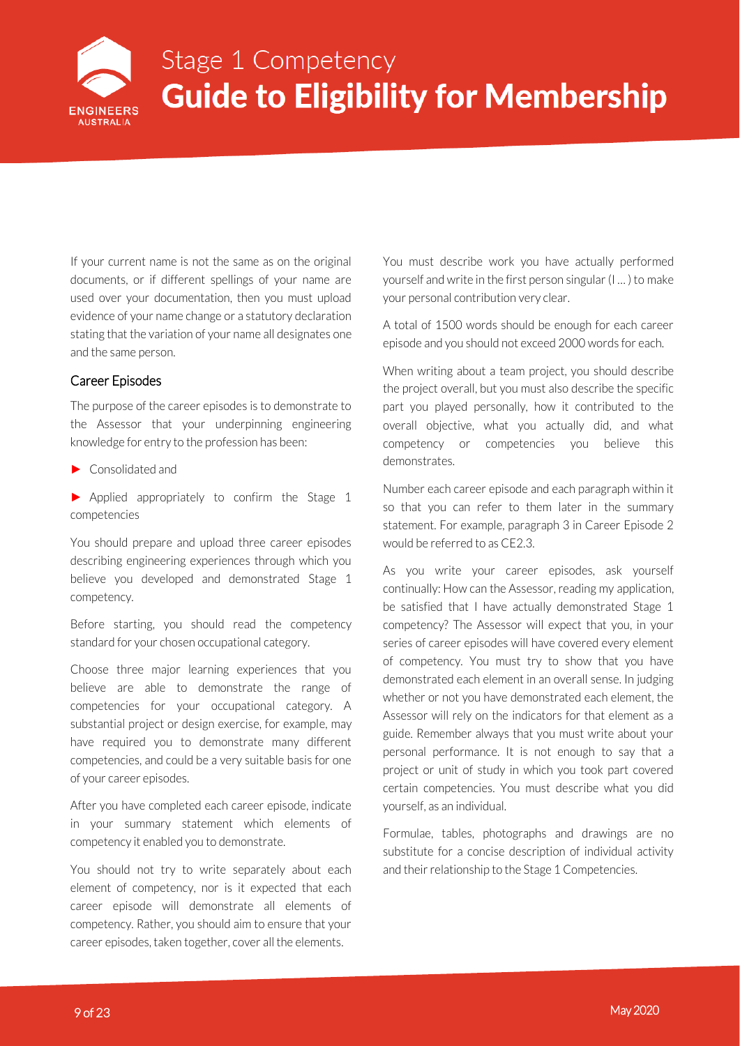If your current name is not the same as on the original documents, or if different spellings of your name are used over your documentation, then you must upload evidence of your name change or a statutory declaration stating that the variation of your name all designates one and the same person.

### Career Episodes

The purpose of the career episodes is to demonstrate to the Assessor that your underpinning engineering knowledge for entry to the profession has been:

- Consolidated and
- Applied appropriately to confirm the Stage 1 competencies

You should prepare and upload three career episodes describing engineering experiences through which you believe you developed and demonstrated Stage 1 competency.

Before starting, you should read the competency standard for your chosen occupational category.

Choose three major learning experiences that you believe are able to demonstrate the range of competencies for your occupational category. A substantial project or design exercise, for example, may have required you to demonstrate many different competencies, and could be a very suitable basis for one of your career episodes.

After you have completed each career episode, indicate in your summary statement which elements of competency it enabled you to demonstrate.

You should not try to write separately about each element of competency, nor is it expected that each career episode will demonstrate all elements of competency. Rather, you should aim to ensure that your career episodes, taken together, cover all the elements.

You must describe work you have actually performed yourself and write in the first person singular (I … ) to make your personal contribution very clear.

A total of 1500 words should be enough for each career episode and you should not exceed 2000 words for each.

When writing about a team project, you should describe the project overall, but you must also describe the specific part you played personally, how it contributed to the overall objective, what you actually did, and what competency or competencies you believe this demonstrates.

Number each career episode and each paragraph within it so that you can refer to them later in the summary statement. For example, paragraph 3 in Career Episode 2 would be referred to as CE2.3.

As you write your career episodes, ask yourself continually: How can the Assessor, reading my application, be satisfied that I have actually demonstrated Stage 1 competency? The Assessor will expect that you, in your series of career episodes will have covered every element of competency. You must try to show that you have demonstrated each element in an overall sense. In judging whether or not you have demonstrated each element, the Assessor will rely on the indicators for that element as a guide. Remember always that you must write about your personal performance. It is not enough to say that a project or unit of study in which you took part covered certain competencies. You must describe what you did yourself, as an individual.

Formulae, tables, photographs and drawings are no substitute for a concise description of individual activity and their relationship to the Stage 1 Competencies.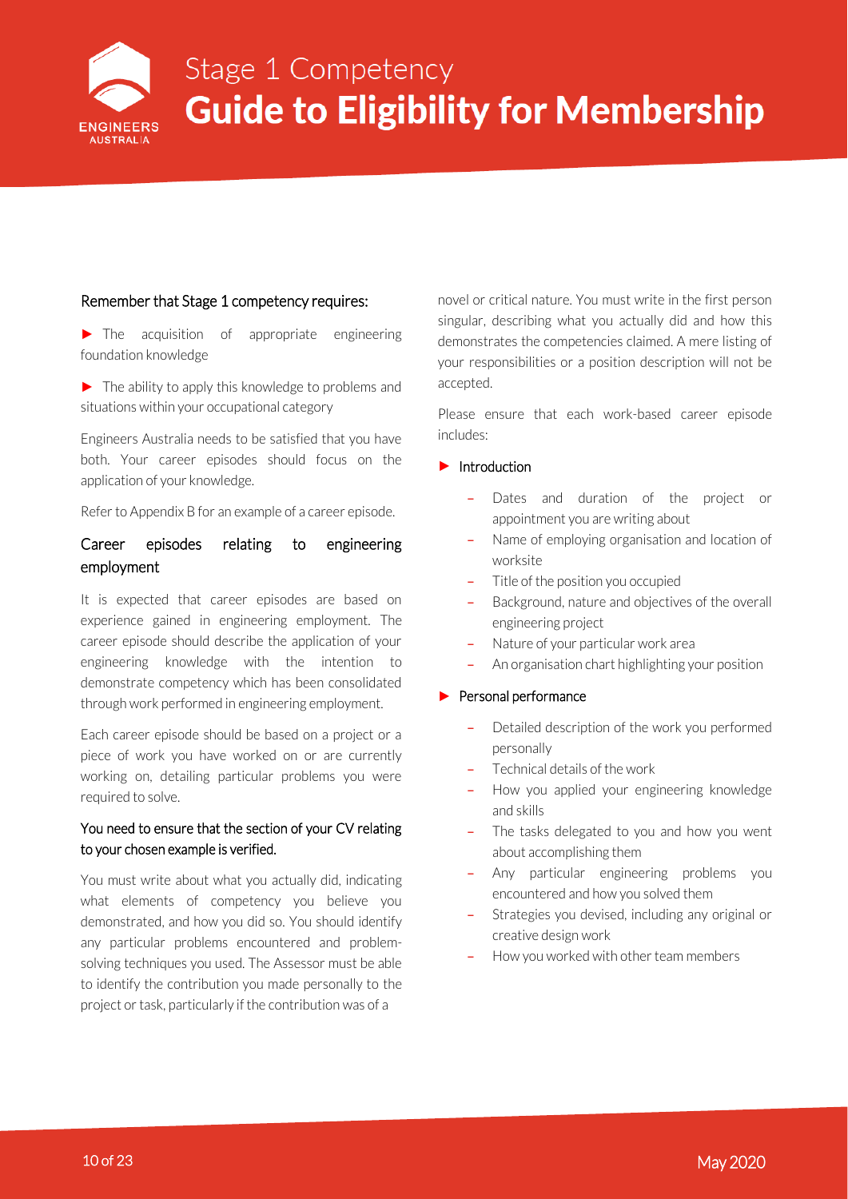### Remember that Stage 1 competency requires:

- The acquisition of appropriate engineering foundation knowledge
- The ability to apply this knowledge to problems and situations within your occupational category

Engineers Australia needs to be satisfied that you have both. Your career episodes should focus on the application of your knowledge.

Refer to Appendix B for an example of a career episode.

## Career episodes relating to engineering employment

It is expected that career episodes are based on experience gained in engineering employment. The career episode should describe the application of your engineering knowledge with the intention to demonstrate competency which has been consolidated through work performed in engineering employment.

Each career episode should be based on a project or a piece of work you have worked on or are currently working on, detailing particular problems you were required to solve.

### You need to ensure that the section of your CV relating to your chosen example is verified.

You must write about what you actually did, indicating what elements of competency you believe you demonstrated, and how you did so. You should identify any particular problems encountered and problem-solving techniques you used. The Assessor must be able to identify the contribution you made personally to the project or task, particularly if the contribution was of a novel or critical nature. You must write in the first person singular, describing what you actually did and how this demonstrates the competencies claimed. A mere listing of your responsibilities or a position description will not be accepted.

Please ensure that each work-based career episode includes:

- Introduction
  - Dates and duration of the project or appointment you are writing about
  - Name of employing organisation and location of worksite
  - Title of the position you occupied
  - Background, nature and objectives of the overall engineering project
  - Nature of your particular work area
  - An organisation chart highlighting your position
- Personal performance
  - Detailed description of the work you performed personally
  - Technical details of the work
  - How you applied your engineering knowledge and skills
  - The tasks delegated to you and how you went about accomplishing them
  - Any particular engineering problems you encountered and how you solved them
  - Strategies you devised, including any original or creative design work
  - How you worked with other team members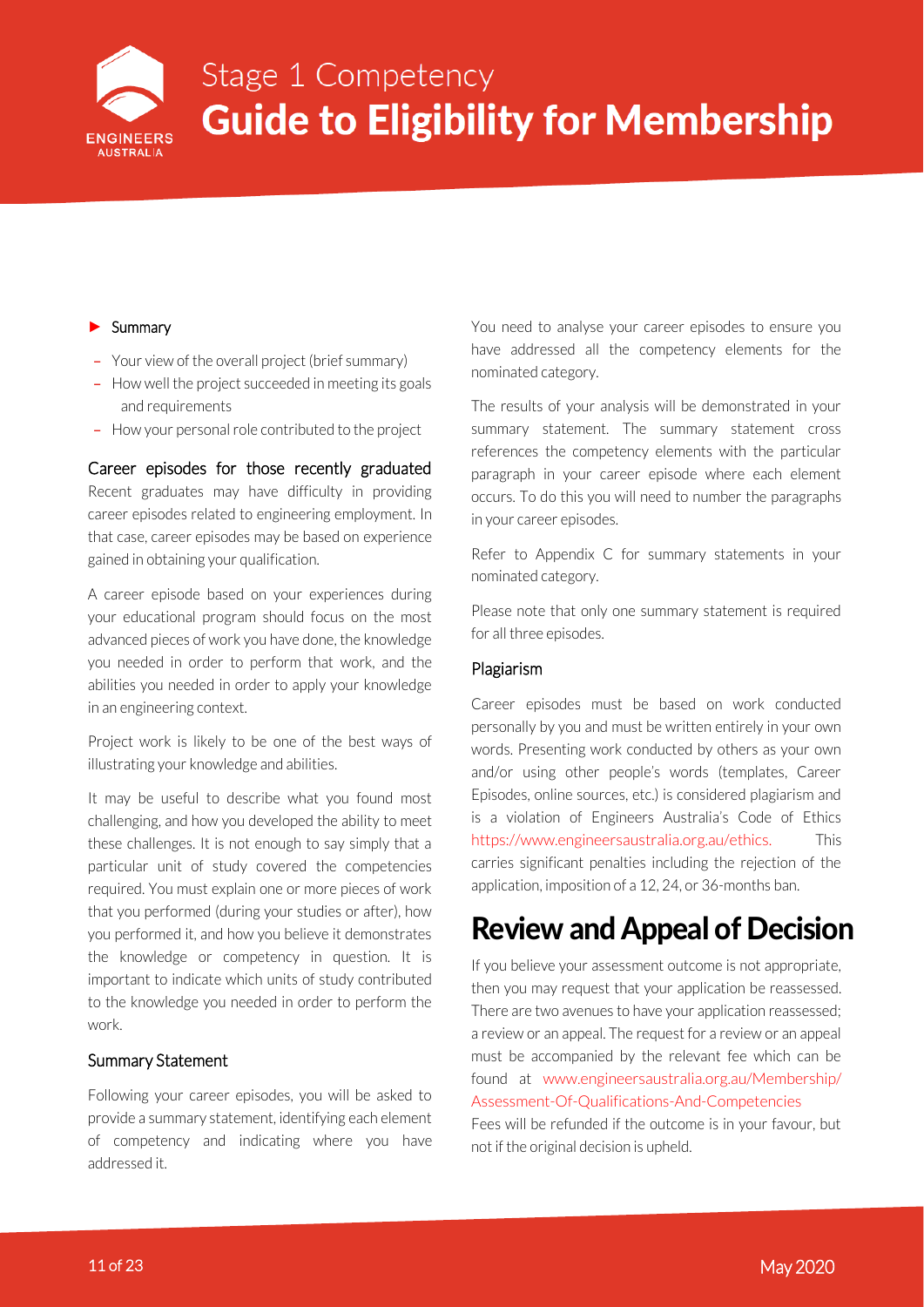- **Summary**
  - Your view of the overall project (brief summary)
  - How well the project succeeded in meeting its goals and requirements
  - How your personal role contributed to the project

### Career episodes for those recently graduated

Recent graduates may have difficulty in providing career episodes related to engineering employment. In that case, career episodes may be based on experience gained in obtaining your qualification.

A career episode based on your experiences during your educational program should focus on the most advanced pieces of work you have done, the knowledge you needed in order to perform that work, and the abilities you needed in order to apply your knowledge in an engineering context.

Project work is likely to be one of the best ways of illustrating your knowledge and abilities.

It may be useful to describe what you found most challenging, and how you developed the ability to meet these challenges. It is not enough to say simply that a particular unit of study covered the competencies required. You must explain one or more pieces of work that you performed (during your studies or after), how you performed it, and how you believe it demonstrates the knowledge or competency in question. It is important to indicate which units of study contributed to the knowledge you needed in order to perform the work.

### Summary Statement

Following your career episodes, you will be asked to provide a summary statement, identifying each element of competency and indicating where you have addressed it.

You need to analyse your career episodes to ensure you have addressed all the competency elements for the nominated category.

The results of your analysis will be demonstrated in your summary statement. The summary statement cross references the competency elements with the particular paragraph in your career episode where each element occurs. To do this you will need to number the paragraphs in your career episodes.

Refer to Appendix C for summary statements in your nominated category.

Please note that only one summary statement is required for all three episodes.

### Plagiarism

Career episodes must be based on work conducted personally by you and must be written entirely in your own words. Presenting work conducted by others as your own and/or using other people's words (templates, Career Episodes, online sources, etc.) is considered plagiarism and is a violation of Engineers Australia's Code of Ethics https://www.engineersaustralia.org.au/ethics. This carries significant penalties including the rejection of the application, imposition of a 12, 24, or 36-months ban.

## Review and Appeal of Decision

If you believe your assessment outcome is not appropriate, then you may request that your application be reassessed. There are two avenues to have your application reassessed; a review or an appeal. The request for a review or an appeal must be accompanied by the relevant fee which can be found at www.engineersaustralia.org.au/Membership/Assessment-Of-Qualifications-And-Competencies

Fees will be refunded if the outcome is in your favour, but not if the original decision is upheld.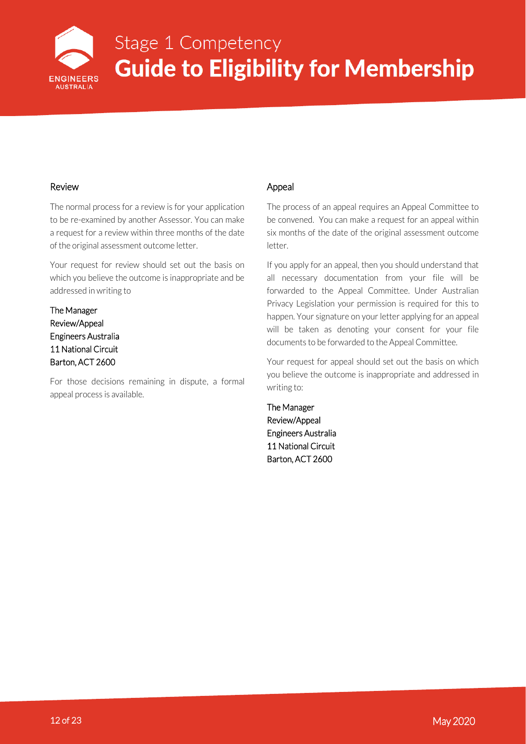## Review

The normal process for a review is for your application to be re-examined by another Assessor. You can make a request for a review within three months of the date of the original assessment outcome letter.

Your request for review should set out the basis on which you believe the outcome is inappropriate and be addressed in writing to

The Manager
Review/Appeal
Engineers Australia
11 National Circuit
Barton, ACT 2600

For those decisions remaining in dispute, a formal appeal process is available.

## Appeal

The process of an appeal requires an Appeal Committee to be convened. You can make a request for an appeal within six months of the date of the original assessment outcome letter.

If you apply for an appeal, then you should understand that all necessary documentation from your file will be forwarded to the Appeal Committee. Under Australian Privacy Legislation your permission is required for this to happen. Your signature on your letter applying for an appeal will be taken as denoting your consent for your file documents to be forwarded to the Appeal Committee.

Your request for appeal should set out the basis on which you believe the outcome is inappropriate and addressed in writing to:

The Manager
Review/Appeal
Engineers Australia
11 National Circuit
Barton, ACT 2600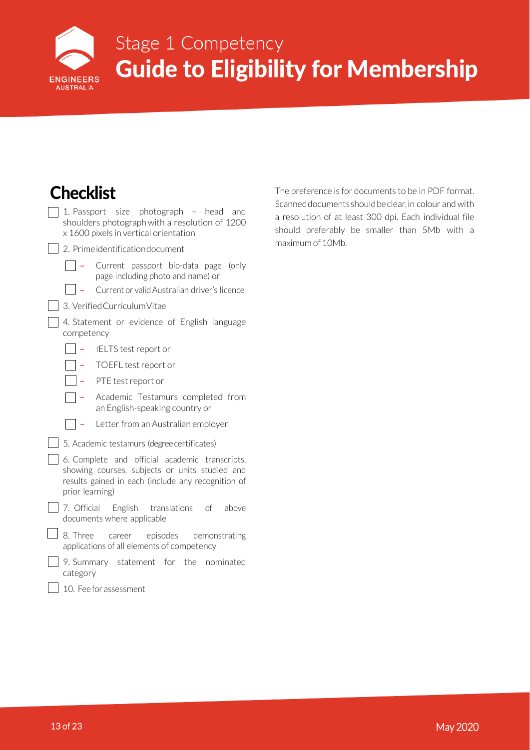## Checklist

- [ ] 1. Passport size photograph – head and shoulders photograph with a resolution of 1200 x 1600 pixels in vertical orientation
- [ ] 2. Prime identification document
  - [ ] – Current passport bio-data page (only page including photo and name) or
  - [ ] – Current or valid Australian driver's licence
- [ ] 3. Verified Curriculum Vitae
- [ ] 4. Statement or evidence of English language competency
  - [ ] – IELTS test report or
  - [ ] – TOEFL test report or
  - [ ] – PTE test report or
  - [ ] – Academic Testamurs completed from an English-speaking country or
  - [ ] – Letter from an Australian employer
- [ ] 5. Academic testamurs (degree certificates)
- [ ] 6. Complete and official academic transcripts, showing courses, subjects or units studied and results gained in each (include any recognition of prior learning)
- [ ] 7. Official English translations of above documents where applicable
- [ ] 8. Three career episodes demonstrating applications of all elements of competency
- [ ] 9. Summary statement for the nominated category
- [ ] 10. Fee for assessment

The preference is for documents to be in PDF format. Scanned documents should be clear, in colour and with a resolution of at least 300 dpi. Each individual file should preferably be smaller than 5Mb with a maximum of 10Mb.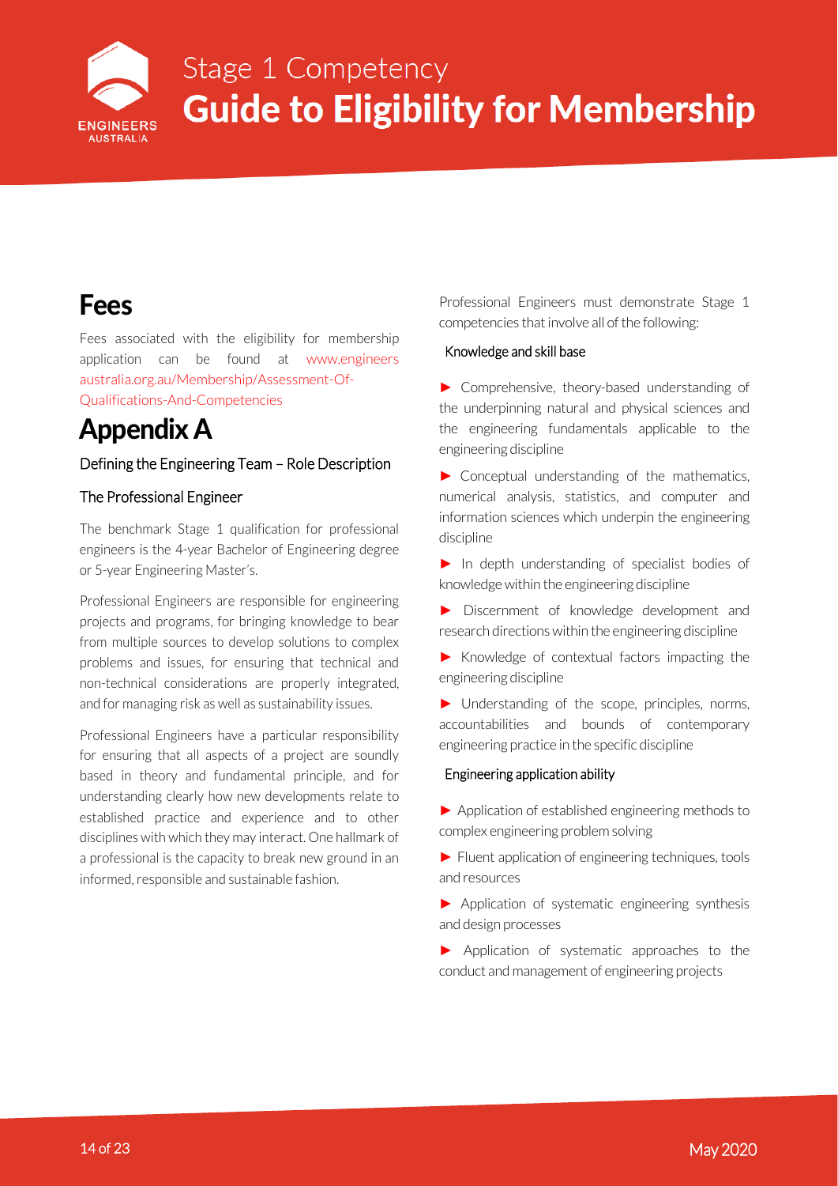# Fees

Fees associated with the eligibility for membership application can be found at www.engineersaustralia.org.au/Membership/Assessment-Of-Qualifications-And-Competencies

# Appendix A

### Defining the Engineering Team – Role Description

### The Professional Engineer

The benchmark Stage 1 qualification for professional engineers is the 4-year Bachelor of Engineering degree or 5-year Engineering Master's.

Professional Engineers are responsible for engineering projects and programs, for bringing knowledge to bear from multiple sources to develop solutions to complex problems and issues, for ensuring that technical and non-technical considerations are properly integrated, and for managing risk as well as sustainability issues.

Professional Engineers have a particular responsibility for ensuring that all aspects of a project are soundly based in theory and fundamental principle, and for understanding clearly how new developments relate to established practice and experience and to other disciplines with which they may interact. One hallmark of a professional is the capacity to break new ground in an informed, responsible and sustainable fashion.

Professional Engineers must demonstrate Stage 1 competencies that involve all of the following:

#### Knowledge and skill base

- Comprehensive, theory-based understanding of the underpinning natural and physical sciences and the engineering fundamentals applicable to the engineering discipline
- Conceptual understanding of the mathematics, numerical analysis, statistics, and computer and information sciences which underpin the engineering discipline
- In depth understanding of specialist bodies of knowledge within the engineering discipline
- Discernment of knowledge development and research directions within the engineering discipline
- Knowledge of contextual factors impacting the engineering discipline
- Understanding of the scope, principles, norms, accountabilities and bounds of contemporary engineering practice in the specific discipline

#### Engineering application ability

- Application of established engineering methods to complex engineering problem solving
- Fluent application of engineering techniques, tools and resources
- Application of systematic engineering synthesis and design processes
- Application of systematic approaches to the conduct and management of engineering projects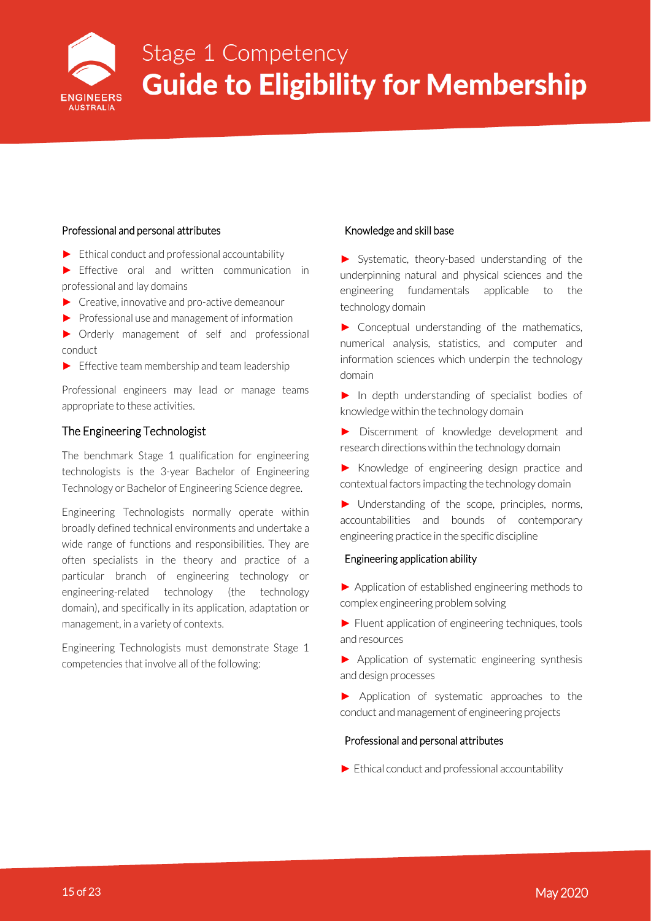#### Professional and personal attributes

- Ethical conduct and professional accountability
- Effective oral and written communication in professional and lay domains
- Creative, innovative and pro-active demeanour
- Professional use and management of information
- Orderly management of self and professional conduct
- Effective team membership and team leadership

Professional engineers may lead or manage teams appropriate to these activities.

### The Engineering Technologist

The benchmark Stage 1 qualification for engineering technologists is the 3-year Bachelor of Engineering Technology or Bachelor of Engineering Science degree.

Engineering Technologists normally operate within broadly defined technical environments and undertake a wide range of functions and responsibilities. They are often specialists in the theory and practice of a particular branch of engineering technology or engineering-related technology (the technology domain), and specifically in its application, adaptation or management, in a variety of contexts.

Engineering Technologists must demonstrate Stage 1 competencies that involve all of the following:

#### Knowledge and skill base

- Systematic, theory-based understanding of the underpinning natural and physical sciences and the engineering fundamentals applicable to the technology domain
- Conceptual understanding of the mathematics, numerical analysis, statistics, and computer and information sciences which underpin the technology domain
- In depth understanding of specialist bodies of knowledge within the technology domain
- Discernment of knowledge development and research directions within the technology domain
- Knowledge of engineering design practice and contextual factors impacting the technology domain
- Understanding of the scope, principles, norms, accountabilities and bounds of contemporary engineering practice in the specific discipline

#### Engineering application ability

- Application of established engineering methods to complex engineering problem solving
- Fluent application of engineering techniques, tools and resources
- Application of systematic engineering synthesis and design processes
- Application of systematic approaches to the conduct and management of engineering projects

#### Professional and personal attributes

- Ethical conduct and professional accountability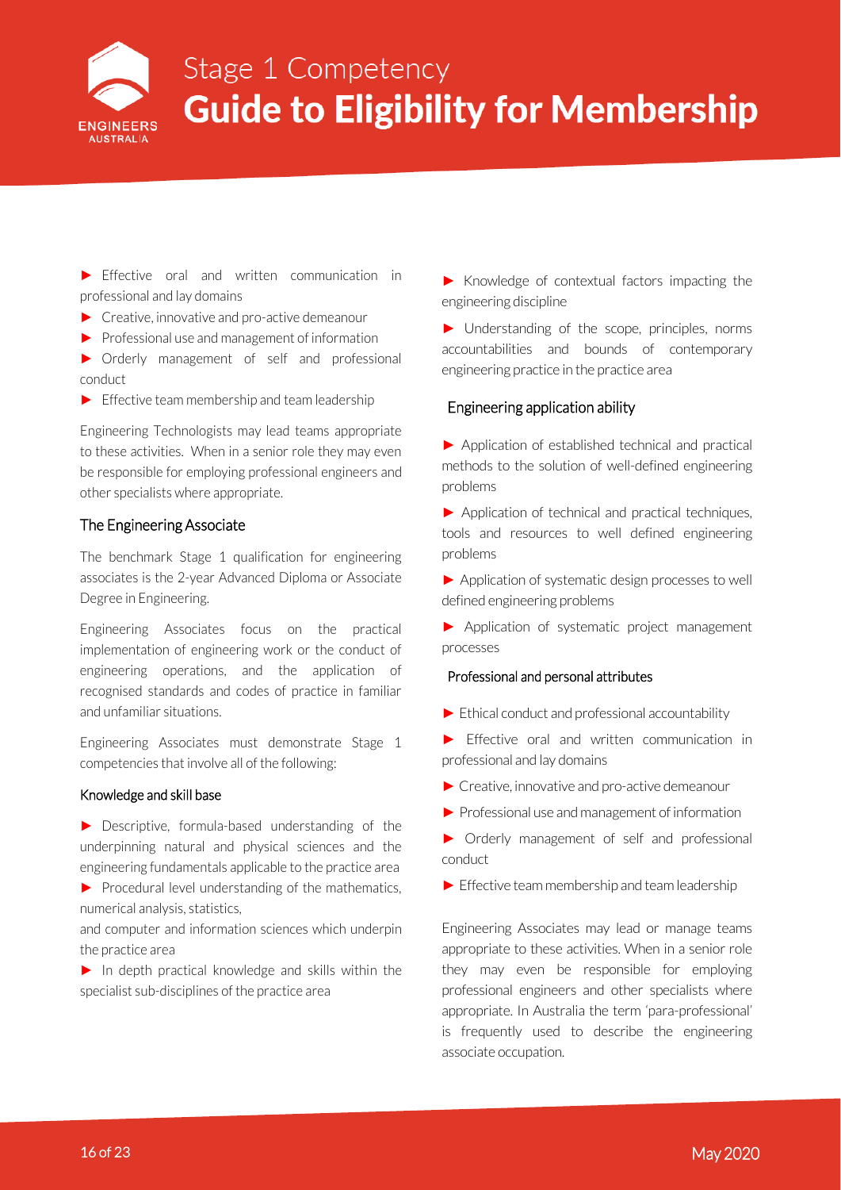- Effective oral and written communication in professional and lay domains
- Creative, innovative and pro-active demeanour
- Professional use and management of information
- Orderly management of self and professional conduct
- Effective team membership and team leadership

Engineering Technologists may lead teams appropriate to these activities. When in a senior role they may even be responsible for employing professional engineers and other specialists where appropriate.

## The Engineering Associate

The benchmark Stage 1 qualification for engineering associates is the 2-year Advanced Diploma or Associate Degree in Engineering.

Engineering Associates focus on the practical implementation of engineering work or the conduct of engineering operations, and the application of recognised standards and codes of practice in familiar and unfamiliar situations.

Engineering Associates must demonstrate Stage 1 competencies that involve all of the following:

### Knowledge and skill base

- Descriptive, formula-based understanding of the underpinning natural and physical sciences and the engineering fundamentals applicable to the practice area
- Procedural level understanding of the mathematics, numerical analysis, statistics, and computer and information sciences which underpin the practice area
- In depth practical knowledge and skills within the specialist sub-disciplines of the practice area
- Knowledge of contextual factors impacting the engineering discipline
- Understanding of the scope, principles, norms accountabilities and bounds of contemporary engineering practice in the practice area

### Engineering application ability

- Application of established technical and practical methods to the solution of well-defined engineering problems
- Application of technical and practical techniques, tools and resources to well defined engineering problems
- Application of systematic design processes to well defined engineering problems
- Application of systematic project management processes

### Professional and personal attributes

- Ethical conduct and professional accountability
- Effective oral and written communication in professional and lay domains
- Creative, innovative and pro-active demeanour
- Professional use and management of information
- Orderly management of self and professional conduct
- Effective team membership and team leadership

Engineering Associates may lead or manage teams appropriate to these activities. When in a senior role they may even be responsible for employing professional engineers and other specialists where appropriate. In Australia the term 'para-professional' is frequently used to describe the engineering associate occupation.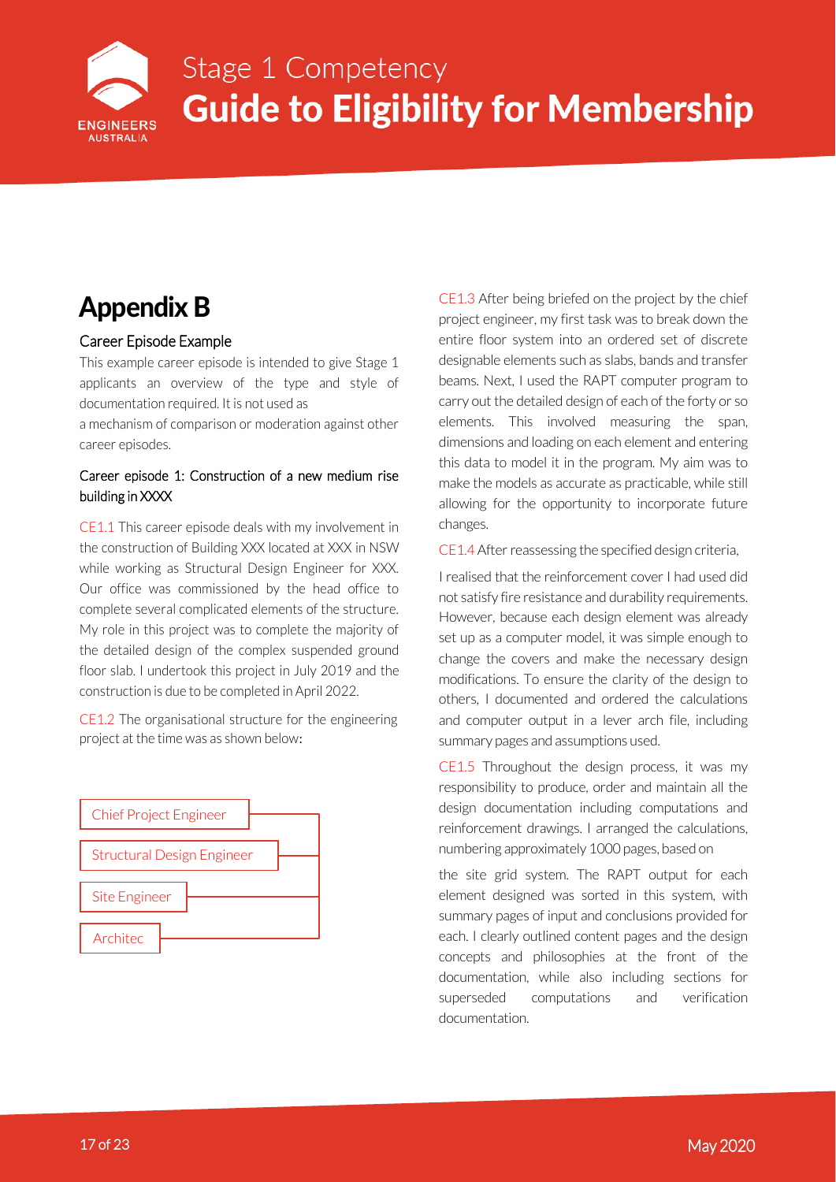# Appendix B

## Career Episode Example

This example career episode is intended to give Stage 1 applicants an overview of the type and style of documentation required. It is not used as

a mechanism of comparison or moderation against other career episodes.

### Career episode 1: Construction of a new medium rise building in XXXX

CE1.1 This career episode deals with my involvement in the construction of Building XXX located at XXX in NSW while working as Structural Design Engineer for XXX. Our office was commissioned by the head office to complete several complicated elements of the structure. My role in this project was to complete the majority of the detailed design of the complex suspended ground floor slab. I undertook this project in July 2019 and the construction is due to be completed in April 2022.

CE1.2 The organisational structure for the engineering project at the time was as shown below:

- Chief Project Engineer
- Structural Design Engineer
- Site Engineer
- Architec

CE1.3 After being briefed on the project by the chief project engineer, my first task was to break down the entire floor system into an ordered set of discrete designable elements such as slabs, bands and transfer beams. Next, I used the RAPT computer program to carry out the detailed design of each of the forty or so elements. This involved measuring the span, dimensions and loading on each element and entering this data to model it in the program. My aim was to make the models as accurate as practicable, while still allowing for the opportunity to incorporate future changes.

CE1.4 After reassessing the specified design criteria,

I realised that the reinforcement cover I had used did not satisfy fire resistance and durability requirements. However, because each design element was already set up as a computer model, it was simple enough to change the covers and make the necessary design modifications. To ensure the clarity of the design to others, I documented and ordered the calculations and computer output in a lever arch file, including summary pages and assumptions used.

CE1.5 Throughout the design process, it was my responsibility to produce, order and maintain all the design documentation including computations and reinforcement drawings. I arranged the calculations, numbering approximately 1000 pages, based on

the site grid system. The RAPT output for each element designed was sorted in this system, with summary pages of input and conclusions provided for each. I clearly outlined content pages and the design concepts and philosophies at the front of the documentation, while also including sections for superseded computations and verification documentation.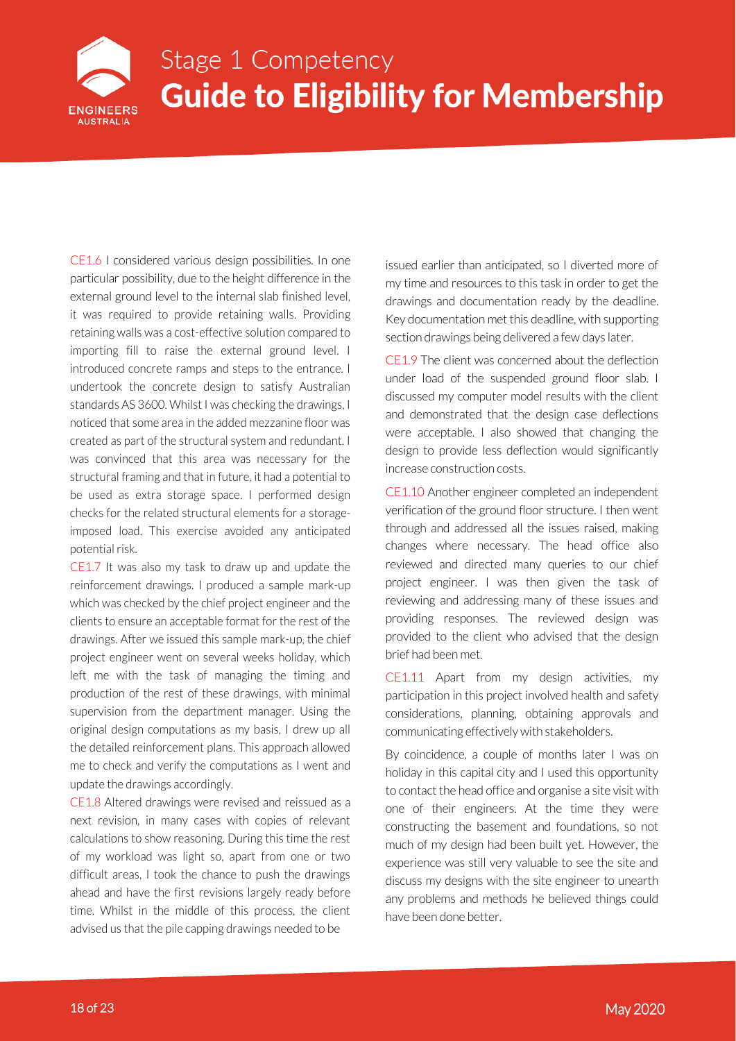CE1.6 I considered various design possibilities. In one particular possibility, due to the height difference in the external ground level to the internal slab finished level, it was required to provide retaining walls. Providing retaining walls was a cost-effective solution compared to importing fill to raise the external ground level. I introduced concrete ramps and steps to the entrance. I undertook the concrete design to satisfy Australian standards AS 3600. Whilst I was checking the drawings, I noticed that some area in the added mezzanine floor was created as part of the structural system and redundant. I was convinced that this area was necessary for the structural framing and that in future, it had a potential to be used as extra storage space. I performed design checks for the related structural elements for a storage-imposed load. This exercise avoided any anticipated potential risk.

CE1.7 It was also my task to draw up and update the reinforcement drawings. I produced a sample mark-up which was checked by the chief project engineer and the clients to ensure an acceptable format for the rest of the drawings. After we issued this sample mark-up, the chief project engineer went on several weeks holiday, which left me with the task of managing the timing and production of the rest of these drawings, with minimal supervision from the department manager. Using the original design computations as my basis, I drew up all the detailed reinforcement plans. This approach allowed me to check and verify the computations as I went and update the drawings accordingly.

CE1.8 Altered drawings were revised and reissued as a next revision, in many cases with copies of relevant calculations to show reasoning. During this time the rest of my workload was light so, apart from one or two difficult areas, I took the chance to push the drawings ahead and have the first revisions largely ready before time. Whilst in the middle of this process, the client advised us that the pile capping drawings needed to be issued earlier than anticipated, so I diverted more of my time and resources to this task in order to get the drawings and documentation ready by the deadline. Key documentation met this deadline, with supporting section drawings being delivered a few days later.

CE1.9 The client was concerned about the deflection under load of the suspended ground floor slab. I discussed my computer model results with the client and demonstrated that the design case deflections were acceptable. I also showed that changing the design to provide less deflection would significantly increase construction costs.

CE1.10 Another engineer completed an independent verification of the ground floor structure. I then went through and addressed all the issues raised, making changes where necessary. The head office also reviewed and directed many queries to our chief project engineer. I was then given the task of reviewing and addressing many of these issues and providing responses. The reviewed design was provided to the client who advised that the design brief had been met.

CE1.11 Apart from my design activities, my participation in this project involved health and safety considerations, planning, obtaining approvals and communicating effectively with stakeholders.

By coincidence, a couple of months later I was on holiday in this capital city and I used this opportunity to contact the head office and organise a site visit with one of their engineers. At the time they were constructing the basement and foundations, so not much of my design had been built yet. However, the experience was still very valuable to see the site and discuss my designs with the site engineer to unearth any problems and methods he believed things could have been done better.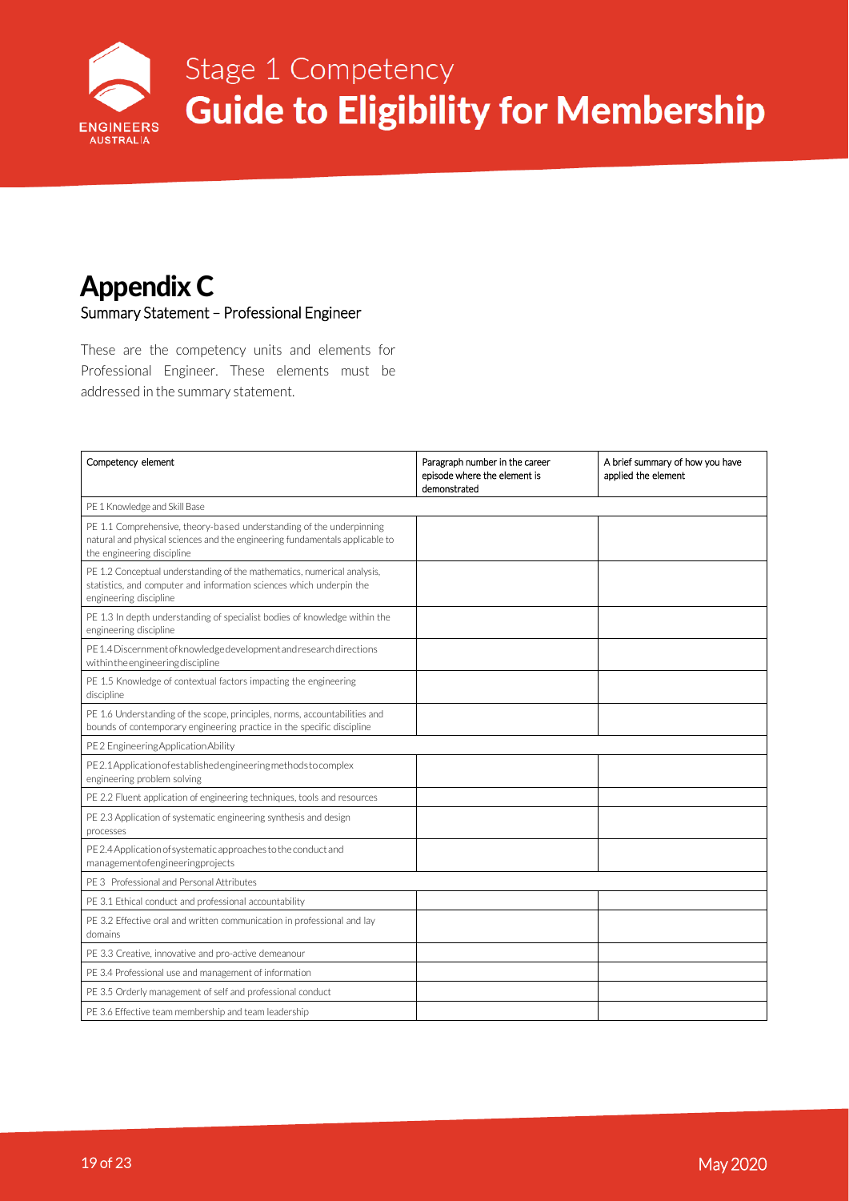# Appendix C

## Summary Statement – Professional Engineer

These are the competency units and elements for Professional Engineer. These elements must be addressed in the summary statement.

| Competency element | Paragraph number in the career episode where the element is demonstrated | A brief summary of how you have applied the element |
|---|---|---|
| PE 1 Knowledge and Skill Base | | |
| PE 1.1 Comprehensive, theory-based understanding of the underpinning natural and physical sciences and the engineering fundamentals applicable to the engineering discipline | | |
| PE 1.2 Conceptual understanding of the mathematics, numerical analysis, statistics, and computer and information sciences which underpin the engineering discipline | | |
| PE 1.3 In depth understanding of specialist bodies of knowledge within the engineering discipline | | |
| PE 1.4 Discernment of knowledge development and research directions within the engineering discipline | | |
| PE 1.5 Knowledge of contextual factors impacting the engineering discipline | | |
| PE 1.6 Understanding of the scope, principles, norms, accountabilities and bounds of contemporary engineering practice in the specific discipline | | |
| PE 2 Engineering Application Ability | | |
| PE 2.1 Application of established engineering methods to complex engineering problem solving | | |
| PE 2.2 Fluent application of engineering techniques, tools and resources | | |
| PE 2.3 Application of systematic engineering synthesis and design processes | | |
| PE 2.4 Application of systematic approaches to the conduct and management of engineering projects | | |
| PE 3 Professional and Personal Attributes | | |
| PE 3.1 Ethical conduct and professional accountability | | |
| PE 3.2 Effective oral and written communication in professional and lay domains | | |
| PE 3.3 Creative, innovative and pro-active demeanour | | |
| PE 3.4 Professional use and management of information | | |
| PE 3.5 Orderly management of self and professional conduct | | |
| PE 3.6 Effective team membership and team leadership | | |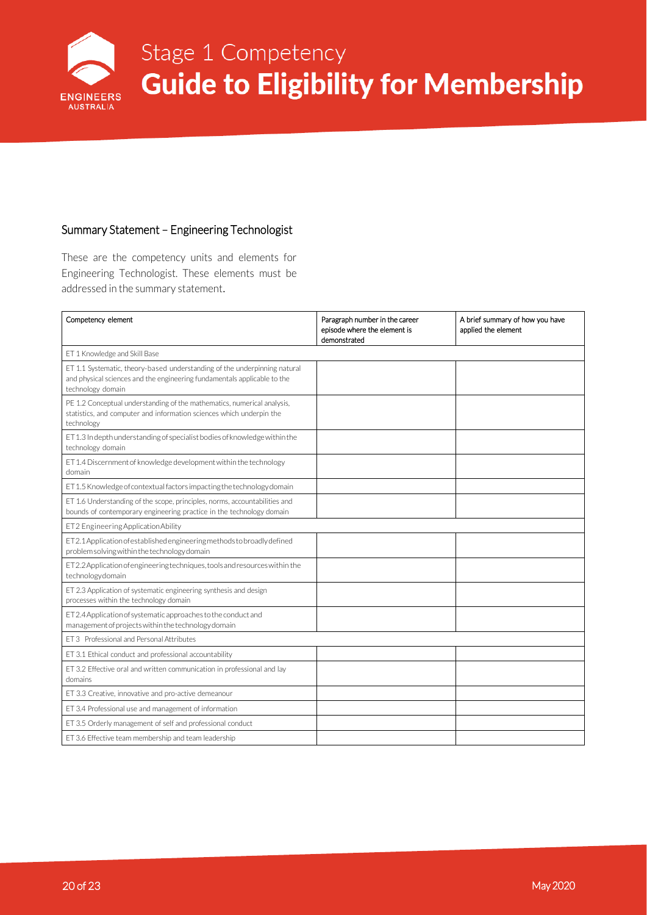# Stage 1 Competency

# Guide to Eligibility for Membership

## Summary Statement – Engineering Technologist

These are the competency units and elements for Engineering Technologist. These elements must be addressed in the summary statement.

| Competency element | Paragraph number in the career episode where the element is demonstrated | A brief summary of how you have applied the element |
|---|---|---|
| ET 1 Knowledge and Skill Base | | |
| ET 1.1 Systematic, theory-based understanding of the underpinning natural and physical sciences and the engineering fundamentals applicable to the technology domain | | |
| PE 1.2 Conceptual understanding of the mathematics, numerical analysis, statistics, and computer and information sciences which underpin the technology | | |
| ET 1.3 In depth understanding of specialist bodies of knowledge within the technology domain | | |
| ET 1.4 Discernment of knowledge development within the technology domain | | |
| ET 1.5 Knowledge of contextual factors impacting the technology domain | | |
| ET 1.6 Understanding of the scope, principles, norms, accountabilities and bounds of contemporary engineering practice in the technology domain | | |
| ET 2 Engineering Application Ability | | |
| ET 2.1 Application of established engineering methods to broadly defined problem solving within the technology domain | | |
| ET 2.2 Application of engineering techniques, tools and resources within the technology domain | | |
| ET 2.3 Application of systematic engineering synthesis and design processes within the technology domain | | |
| ET 2.4 Application of systematic approaches to the conduct and management of projects within the technology domain | | |
| ET 3 Professional and Personal Attributes | | |
| ET 3.1 Ethical conduct and professional accountability | | |
| ET 3.2 Effective oral and written communication in professional and lay domains | | |
| ET 3.3 Creative, innovative and pro-active demeanour | | |
| ET 3.4 Professional use and management of information | | |
| ET 3.5 Orderly management of self and professional conduct | | |
| ET 3.6 Effective team membership and team leadership | | |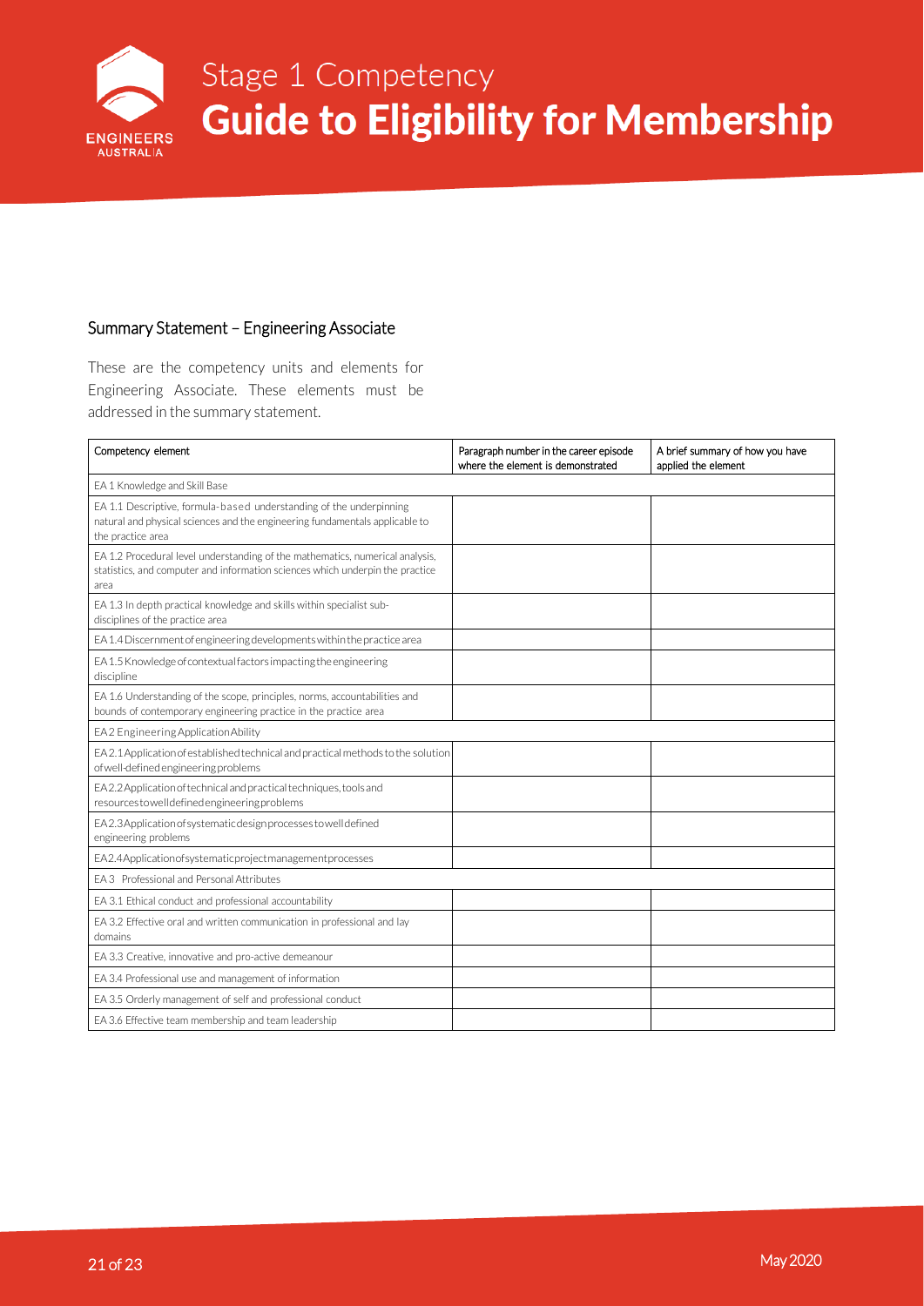## Summary Statement – Engineering Associate

These are the competency units and elements for Engineering Associate. These elements must be addressed in the summary statement.

| Competency element | Paragraph number in the career episode where the element is demonstrated | A brief summary of how you have applied the element |
|---|---|---|
| EA 1 Knowledge and Skill Base | | |
| EA 1.1 Descriptive, formula-based understanding of the underpinning natural and physical sciences and the engineering fundamentals applicable to the practice area | | |
| EA 1.2 Procedural level understanding of the mathematics, numerical analysis, statistics, and computer and information sciences which underpin the practice area | | |
| EA 1.3 In depth practical knowledge and skills within specialist sub-disciplines of the practice area | | |
| EA 1.4 Discernment of engineering developments within the practice area | | |
| EA 1.5 Knowledge of contextual factors impacting the engineering discipline | | |
| EA 1.6 Understanding of the scope, principles, norms, accountabilities and bounds of contemporary engineering practice in the practice area | | |
| EA 2 Engineering Application Ability | | |
| EA 2.1 Application of established technical and practical methods to the solution of well-defined engineering problems | | |
| EA 2.2 Application of technical and practical techniques, tools and resources to well defined engineering problems | | |
| EA 2.3 Application of systematic design processes to well defined engineering problems | | |
| EA 2.4 Application of systematic project management processes | | |
| EA 3 Professional and Personal Attributes | | |
| EA 3.1 Ethical conduct and professional accountability | | |
| EA 3.2 Effective oral and written communication in professional and lay domains | | |
| EA 3.3 Creative, innovative and pro-active demeanour | | |
| EA 3.4 Professional use and management of information | | |
| EA 3.5 Orderly management of self and professional conduct | | |
| EA 3.6 Effective team membership and team leadership | | |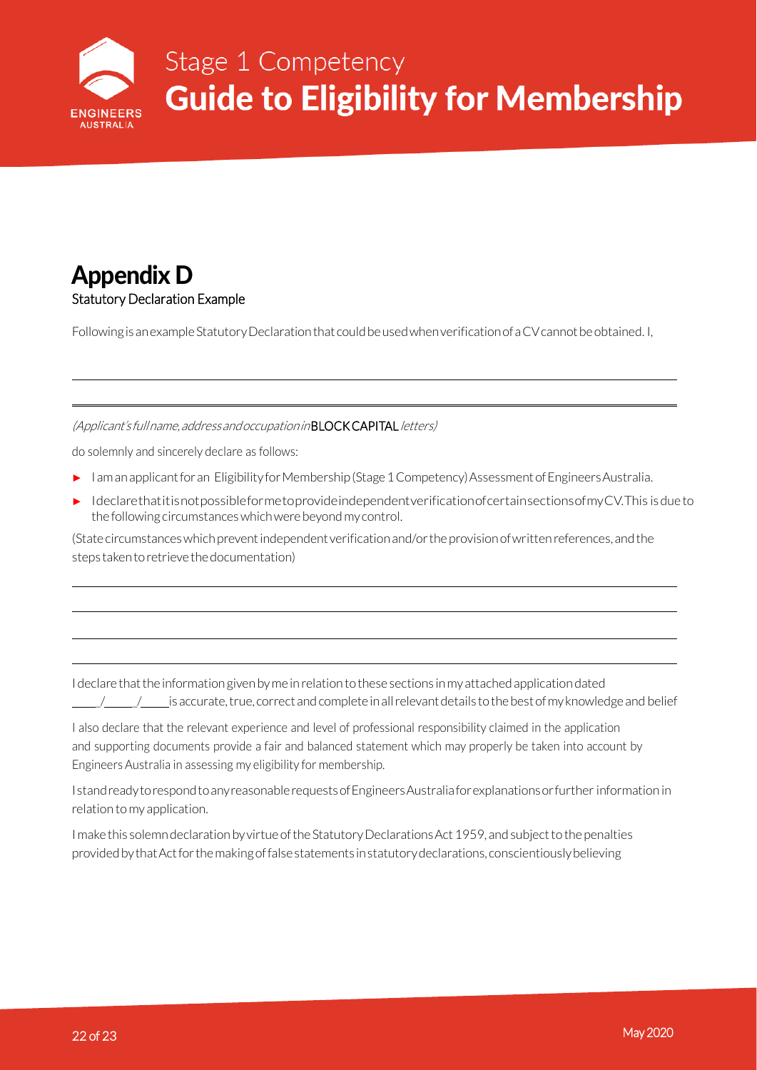## Appendix D

Statutory Declaration Example

Following is an example Statutory Declaration that could be used when verification of a CV cannot be obtained. I,

______________________________________________________________________________

______________________________________________________________________________

*(Applicant's full name, address and occupation in* BLOCK CAPITAL *letters)*

do solemnly and sincerely declare as follows:

- I am an applicant for an Eligibility for Membership (Stage 1 Competency) Assessment of Engineers Australia.
- I declare that it is not possible for me to provide independent verification of certain sections of my CV. This is due to the following circumstances which were beyond my control.

(State circumstances which prevent independent verification and/or the provision of written references, and the steps taken to retrieve the documentation)

______________________________________________________________________________

______________________________________________________________________________

______________________________________________________________________________

______________________________________________________________________________

I declare that the information given by me in relation to these sections in my attached application dated ____/____/____ is accurate, true, correct and complete in all relevant details to the best of my knowledge and belief

I also declare that the relevant experience and level of professional responsibility claimed in the application and supporting documents provide a fair and balanced statement which may properly be taken into account by Engineers Australia in assessing my eligibility for membership.

I stand ready to respond to any reasonable requests of Engineers Australia for explanations or further information in relation to my application.

I make this solemn declaration by virtue of the Statutory Declarations Act 1959, and subject to the penalties provided by that Act for the making of false statements in statutory declarations, conscientiously believing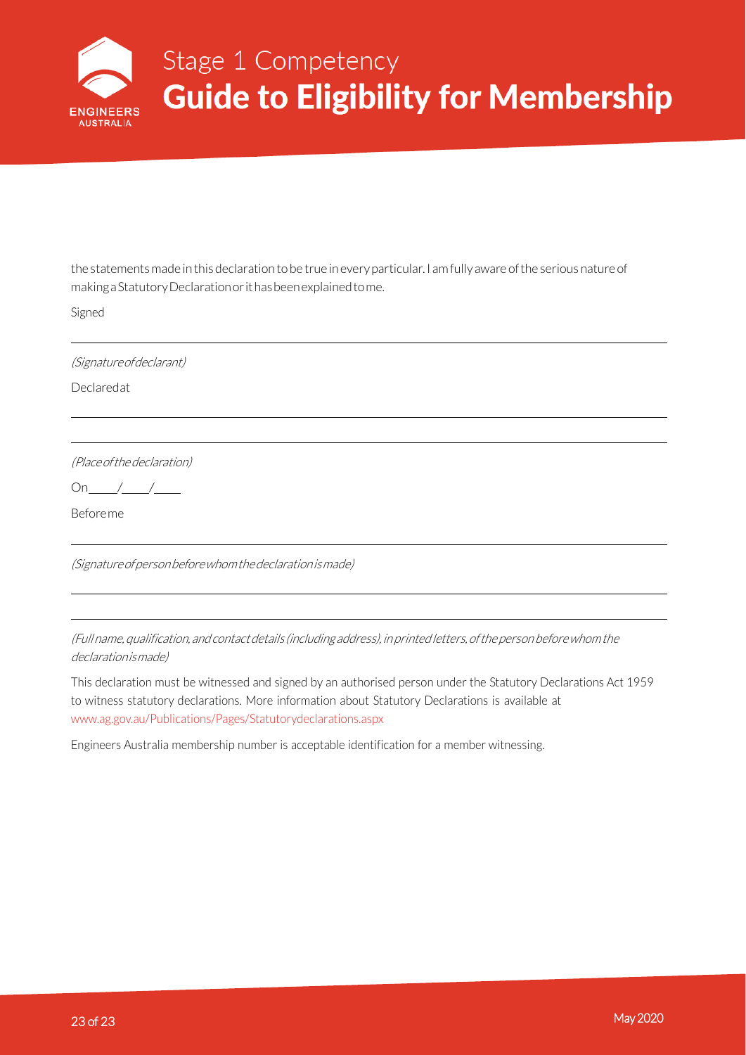the statements made in this declaration to be true in every particular. I am fully aware of the serious nature of making a Statutory Declaration or it has been explained to me.

Signed

______________________________________________

*(Signature of declarant)*

Declared at

______________________________________________

______________________________________________

*(Place of the declaration)*

On ____/____/____

Before me

______________________________________________

*(Signature of person before whom the declaration is made)*

______________________________________________

______________________________________________

*(Full name, qualification, and contact details (including address), in printed letters, of the person before whom the declaration is made)*

This declaration must be witnessed and signed by an authorised person under the Statutory Declarations Act 1959 to witness statutory declarations. More information about Statutory Declarations is available at www.ag.gov.au/Publications/Pages/Statutorydeclarations.aspx

Engineers Australia membership number is acceptable identification for a member witnessing.